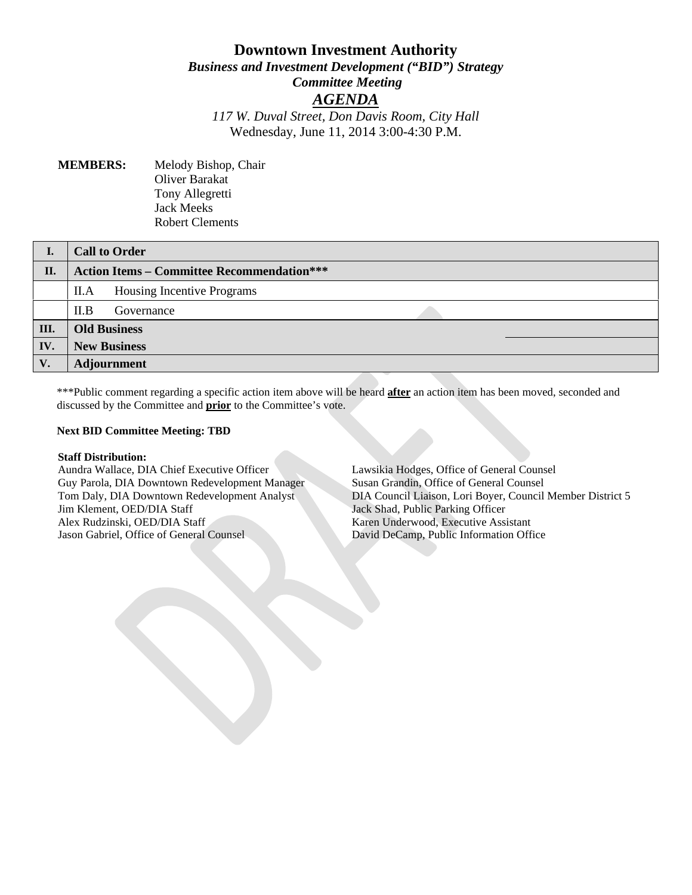# Downtown Investment Authority

***Business and Investment Development ("BID") Strategy***
***Committee Meeting***

## ***AGENDA***

*117 W. Duval Street, Don Davis Room, City Hall*
Wednesday, June 11, 2014 3:00-4:30 P.M.

**MEMBERS:** Melody Bishop, Chair
Oliver Barakat
Tony Allegretti
Jack Meeks
Robert Clements

| I. | **Call to Order** |
|---|---|
| II. | **Action Items – Committee Recommendation*** ** |
| | II.A Housing Incentive Programs |
| | II.B Governance |
| III. | **Old Business** |
| IV. | **New Business** |
| V. | **Adjournment** |

***Public comment regarding a specific action item above will be heard **after** an action item has been moved, seconded and discussed by the Committee and **prior** to the Committee's vote.

**Next BID Committee Meeting: TBD**

**Staff Distribution:**

Aundra Wallace, DIA Chief Executive Officer
Guy Parola, DIA Downtown Redevelopment Manager
Tom Daly, DIA Downtown Redevelopment Analyst
Jim Klement, OED/DIA Staff
Alex Rudzinski, OED/DIA Staff
Jason Gabriel, Office of General Counsel
Lawsikia Hodges, Office of General Counsel
Susan Grandin, Office of General Counsel
DIA Council Liaison, Lori Boyer, Council Member District 5
Jack Shad, Public Parking Officer
Karen Underwood, Executive Assistant
David DeCamp, Public Information Office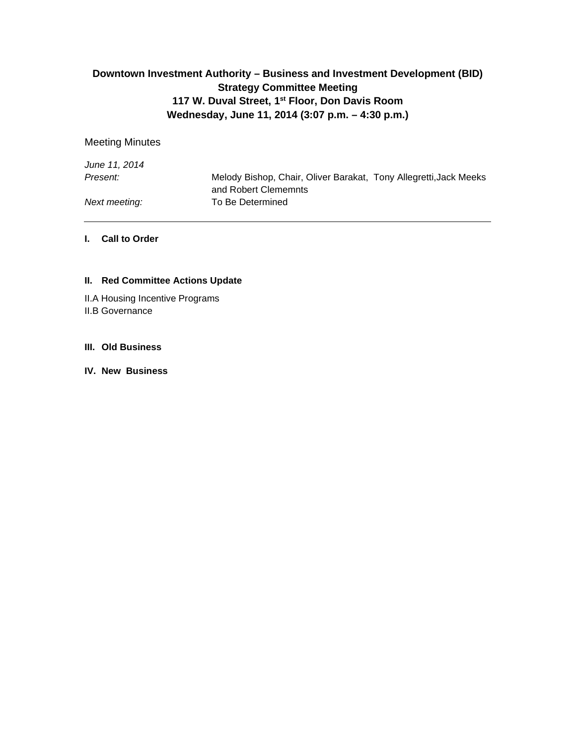**Downtown Investment Authority – Business and Investment Development (BID) Strategy Committee Meeting**
**117 W. Duval Street, 1st Floor, Don Davis Room**
**Wednesday, June 11, 2014 (3:07 p.m. – 4:30 p.m.)**

Meeting Minutes

| | |
|---|---|
| *June 11, 2014* | |
| *Present:* | Melody Bishop, Chair, Oliver Barakat, Tony Allegretti,Jack Meeks and Robert Clememnts |
| *Next meeting:* | To Be Determined |

---

**I. Call to Order**

**II. Red Committee Actions Update**

II.A Housing Incentive Programs
II.B Governance

**III. Old Business**

**IV. New Business**